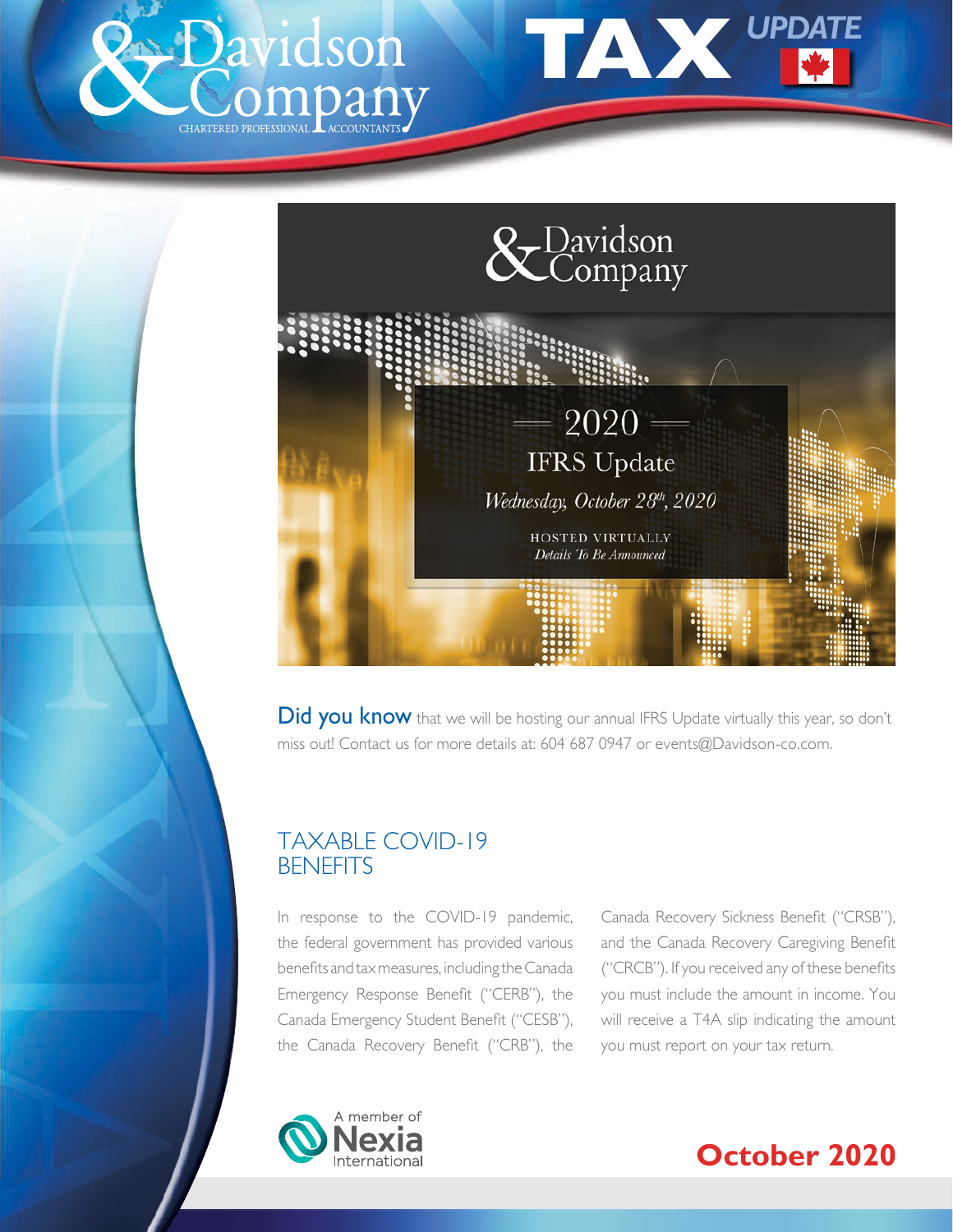# Davidson & Company

CHARTERED PROFESSIONAL ACCOUNTANTS

# TAX UPDATE

Davidson & Company

2020

IFRS Update

*Wednesday, October 28th, 2020*

HOSTED VIRTUALLY

*Details To Be Announced*

**Did you know** that we will be hosting our annual IFRS Update virtually this year, so don't miss out! Contact us for more details at: 604 687 0947 or events@Davidson-co.com.

## TAXABLE COVID-19 BENEFITS

In response to the COVID-19 pandemic, the federal government has provided various benefits and tax measures, including the Canada Emergency Response Benefit ("CERB"), the Canada Emergency Student Benefit ("CESB"), the Canada Recovery Benefit ("CRB"), the Canada Recovery Sickness Benefit ("CRSB"), and the Canada Recovery Caregiving Benefit ("CRCB"). If you received any of these benefits you must include the amount in income. You will receive a T4A slip indicating the amount you must report on your tax return.

A member of Nexia International

**October 2020**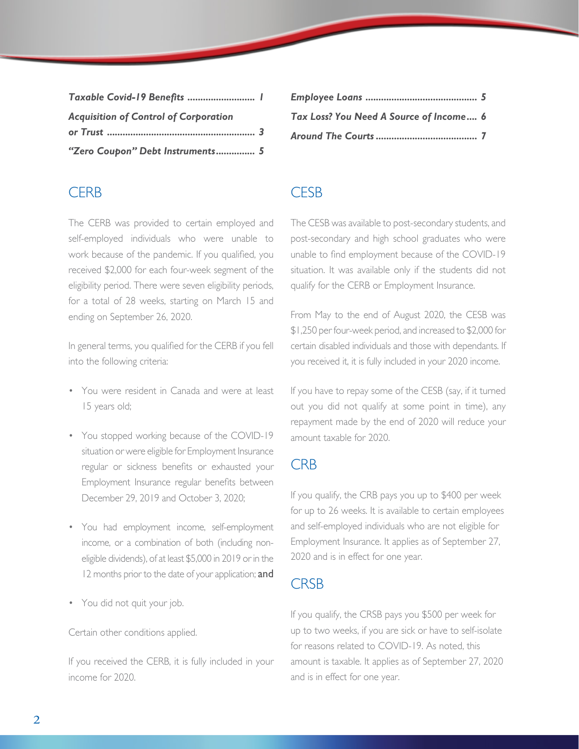| | |
|---|---|
| *Taxable Covid-19 Benefits* | *1* |
| *Acquisition of Control of Corporation or Trust* | *3* |
| *"Zero Coupon" Debt Instruments* | *5* |
| *Employee Loans* | *5* |
| *Tax Loss? You Need A Source of Income* | *6* |
| *Around The Courts* | *7* |

## CERB

The CERB was provided to certain employed and self-employed individuals who were unable to work because of the pandemic. If you qualified, you received $2,000 for each four-week segment of the eligibility period. There were seven eligibility periods, for a total of 28 weeks, starting on March 15 and ending on September 26, 2020.

In general terms, you qualified for the CERB if you fell into the following criteria:

- You were resident in Canada and were at least 15 years old;
- You stopped working because of the COVID-19 situation or were eligible for Employment Insurance regular or sickness benefits or exhausted your Employment Insurance regular benefits between December 29, 2019 and October 3, 2020;
- You had employment income, self-employment income, or a combination of both (including non-eligible dividends), of at least $5,000 in 2019 or in the 12 months prior to the date of your application; **and**
- You did not quit your job.

Certain other conditions applied.

If you received the CERB, it is fully included in your income for 2020.

## CESB

The CESB was available to post-secondary students, and post-secondary and high school graduates who were unable to find employment because of the COVID-19 situation. It was available only if the students did not qualify for the CERB or Employment Insurance.

From May to the end of August 2020, the CESB was $1,250 per four-week period, and increased to $2,000 for certain disabled individuals and those with dependants. If you received it, it is fully included in your 2020 income.

If you have to repay some of the CESB (say, if it turned out you did not qualify at some point in time), any repayment made by the end of 2020 will reduce your amount taxable for 2020.

## CRB

If you qualify, the CRB pays you up to $400 per week for up to 26 weeks. It is available to certain employees and self-employed individuals who are not eligible for Employment Insurance. It applies as of September 27, 2020 and is in effect for one year.

## CRSB

If you qualify, the CRSB pays you $500 per week for up to two weeks, if you are sick or have to self-isolate for reasons related to COVID-19. As noted, this amount is taxable. It applies as of September 27, 2020 and is in effect for one year.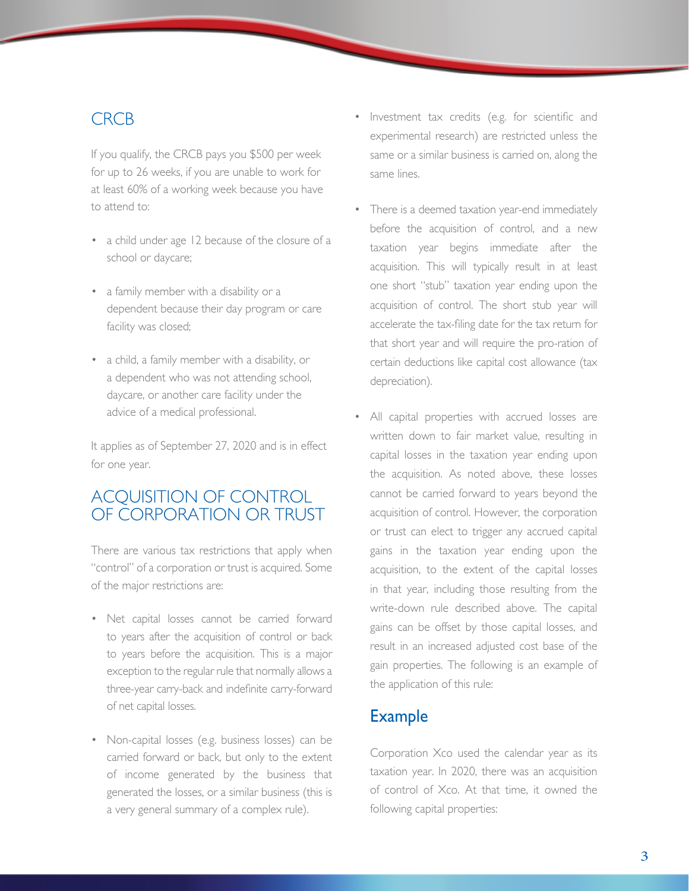## CRCB

If you qualify, the CRCB pays you $500 per week for up to 26 weeks, if you are unable to work for at least 60% of a working week because you have to attend to:

- a child under age 12 because of the closure of a school or daycare;
- a family member with a disability or a dependent because their day program or care facility was closed;
- a child, a family member with a disability, or a dependent who was not attending school, daycare, or another care facility under the advice of a medical professional.

It applies as of September 27, 2020 and is in effect for one year.

## ACQUISITION OF CONTROL OF CORPORATION OR TRUST

There are various tax restrictions that apply when "control" of a corporation or trust is acquired. Some of the major restrictions are:

- Net capital losses cannot be carried forward to years after the acquisition of control or back to years before the acquisition. This is a major exception to the regular rule that normally allows a three-year carry-back and indefinite carry-forward of net capital losses.
- Non-capital losses (e.g. business losses) can be carried forward or back, but only to the extent of income generated by the business that generated the losses, or a similar business (this is a very general summary of a complex rule).
- Investment tax credits (e.g. for scientific and experimental research) are restricted unless the same or a similar business is carried on, along the same lines.
- There is a deemed taxation year-end immediately before the acquisition of control, and a new taxation year begins immediate after the acquisition. This will typically result in at least one short "stub" taxation year ending upon the acquisition of control. The short stub year will accelerate the tax-filing date for the tax return for that short year and will require the pro-ration of certain deductions like capital cost allowance (tax depreciation).
- All capital properties with accrued losses are written down to fair market value, resulting in capital losses in the taxation year ending upon the acquisition. As noted above, these losses cannot be carried forward to years beyond the acquisition of control. However, the corporation or trust can elect to trigger any accrued capital gains in the taxation year ending upon the acquisition, to the extent of the capital losses in that year, including those resulting from the write-down rule described above. The capital gains can be offset by those capital losses, and result in an increased adjusted cost base of the gain properties. The following is an example of the application of this rule:

### Example

Corporation Xco used the calendar year as its taxation year. In 2020, there was an acquisition of control of Xco. At that time, it owned the following capital properties: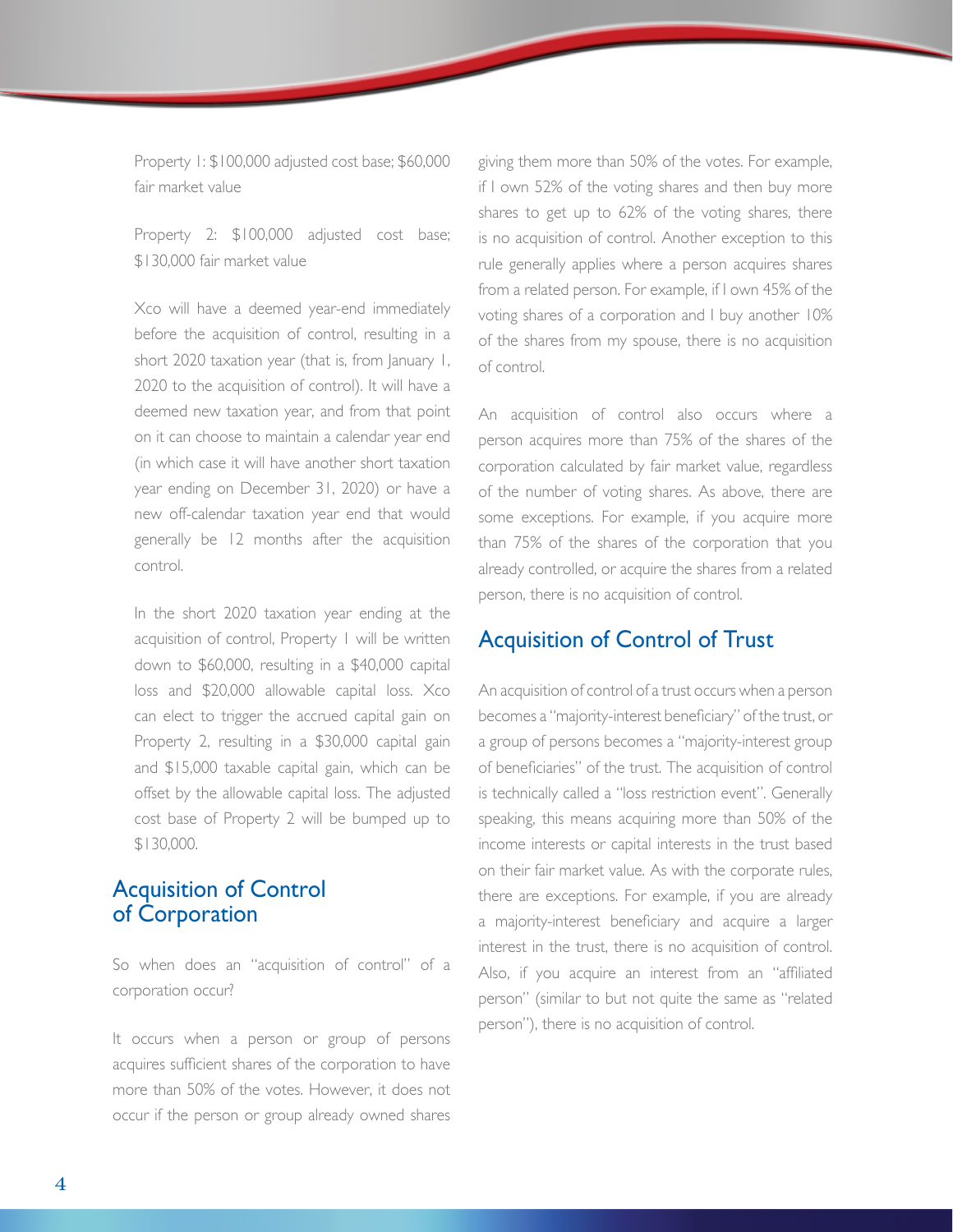Property 1: $100,000 adjusted cost base; $60,000 fair market value

Property 2: $100,000 adjusted cost base; $130,000 fair market value

Xco will have a deemed year-end immediately before the acquisition of control, resulting in a short 2020 taxation year (that is, from January 1, 2020 to the acquisition of control). It will have a deemed new taxation year, and from that point on it can choose to maintain a calendar year end (in which case it will have another short taxation year ending on December 31, 2020) or have a new off-calendar taxation year end that would generally be 12 months after the acquisition control.

In the short 2020 taxation year ending at the acquisition of control, Property 1 will be written down to $60,000, resulting in a $40,000 capital loss and $20,000 allowable capital loss. Xco can elect to trigger the accrued capital gain on Property 2, resulting in a $30,000 capital gain and $15,000 taxable capital gain, which can be offset by the allowable capital loss. The adjusted cost base of Property 2 will be bumped up to $130,000.

## Acquisition of Control of Corporation

So when does an "acquisition of control" of a corporation occur?

It occurs when a person or group of persons acquires sufficient shares of the corporation to have more than 50% of the votes. However, it does not occur if the person or group already owned shares giving them more than 50% of the votes. For example, if I own 52% of the voting shares and then buy more shares to get up to 62% of the voting shares, there is no acquisition of control. Another exception to this rule generally applies where a person acquires shares from a related person. For example, if I own 45% of the voting shares of a corporation and I buy another 10% of the shares from my spouse, there is no acquisition of control.

An acquisition of control also occurs where a person acquires more than 75% of the shares of the corporation calculated by fair market value, regardless of the number of voting shares. As above, there are some exceptions. For example, if you acquire more than 75% of the shares of the corporation that you already controlled, or acquire the shares from a related person, there is no acquisition of control.

## Acquisition of Control of Trust

An acquisition of control of a trust occurs when a person becomes a "majority-interest beneficiary" of the trust, or a group of persons becomes a "majority-interest group of beneficiaries" of the trust. The acquisition of control is technically called a "loss restriction event". Generally speaking, this means acquiring more than 50% of the income interests or capital interests in the trust based on their fair market value. As with the corporate rules, there are exceptions. For example, if you are already a majority-interest beneficiary and acquire a larger interest in the trust, there is no acquisition of control. Also, if you acquire an interest from an "affiliated person" (similar to but not quite the same as "related person"), there is no acquisition of control.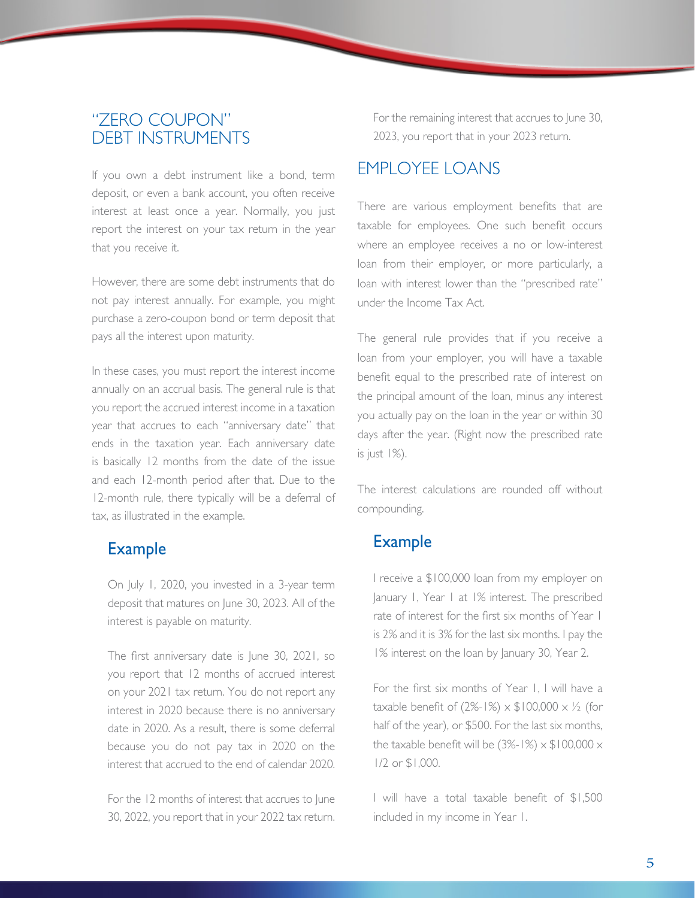## "ZERO COUPON" DEBT INSTRUMENTS

If you own a debt instrument like a bond, term deposit, or even a bank account, you often receive interest at least once a year. Normally, you just report the interest on your tax return in the year that you receive it.

However, there are some debt instruments that do not pay interest annually. For example, you might purchase a zero-coupon bond or term deposit that pays all the interest upon maturity.

In these cases, you must report the interest income annually on an accrual basis. The general rule is that you report the accrued interest income in a taxation year that accrues to each "anniversary date" that ends in the taxation year. Each anniversary date is basically 12 months from the date of the issue and each 12-month period after that. Due to the 12-month rule, there typically will be a deferral of tax, as illustrated in the example.

### Example

On July 1, 2020, you invested in a 3-year term deposit that matures on June 30, 2023. All of the interest is payable on maturity.

The first anniversary date is June 30, 2021, so you report that 12 months of accrued interest on your 2021 tax return. You do not report any interest in 2020 because there is no anniversary date in 2020. As a result, there is some deferral because you do not pay tax in 2020 on the interest that accrued to the end of calendar 2020.

For the 12 months of interest that accrues to June 30, 2022, you report that in your 2022 tax return.

For the remaining interest that accrues to June 30, 2023, you report that in your 2023 return.

## EMPLOYEE LOANS

There are various employment benefits that are taxable for employees. One such benefit occurs where an employee receives a no or low-interest loan from their employer, or more particularly, a loan with interest lower than the "prescribed rate" under the Income Tax Act.

The general rule provides that if you receive a loan from your employer, you will have a taxable benefit equal to the prescribed rate of interest on the principal amount of the loan, minus any interest you actually pay on the loan in the year or within 30 days after the year. (Right now the prescribed rate is just 1%).

The interest calculations are rounded off without compounding.

### Example

I receive a $100,000 loan from my employer on January 1, Year 1 at 1% interest. The prescribed rate of interest for the first six months of Year 1 is 2% and it is 3% for the last six months. I pay the 1% interest on the loan by January 30, Year 2.

For the first six months of Year 1, I will have a taxable benefit of (2%-1%) × $100,000 × ½ (for half of the year), or $500. For the last six months, the taxable benefit will be (3%-1%) × $100,000 × 1/2 or $1,000.

I will have a total taxable benefit of $1,500 included in my income in Year 1.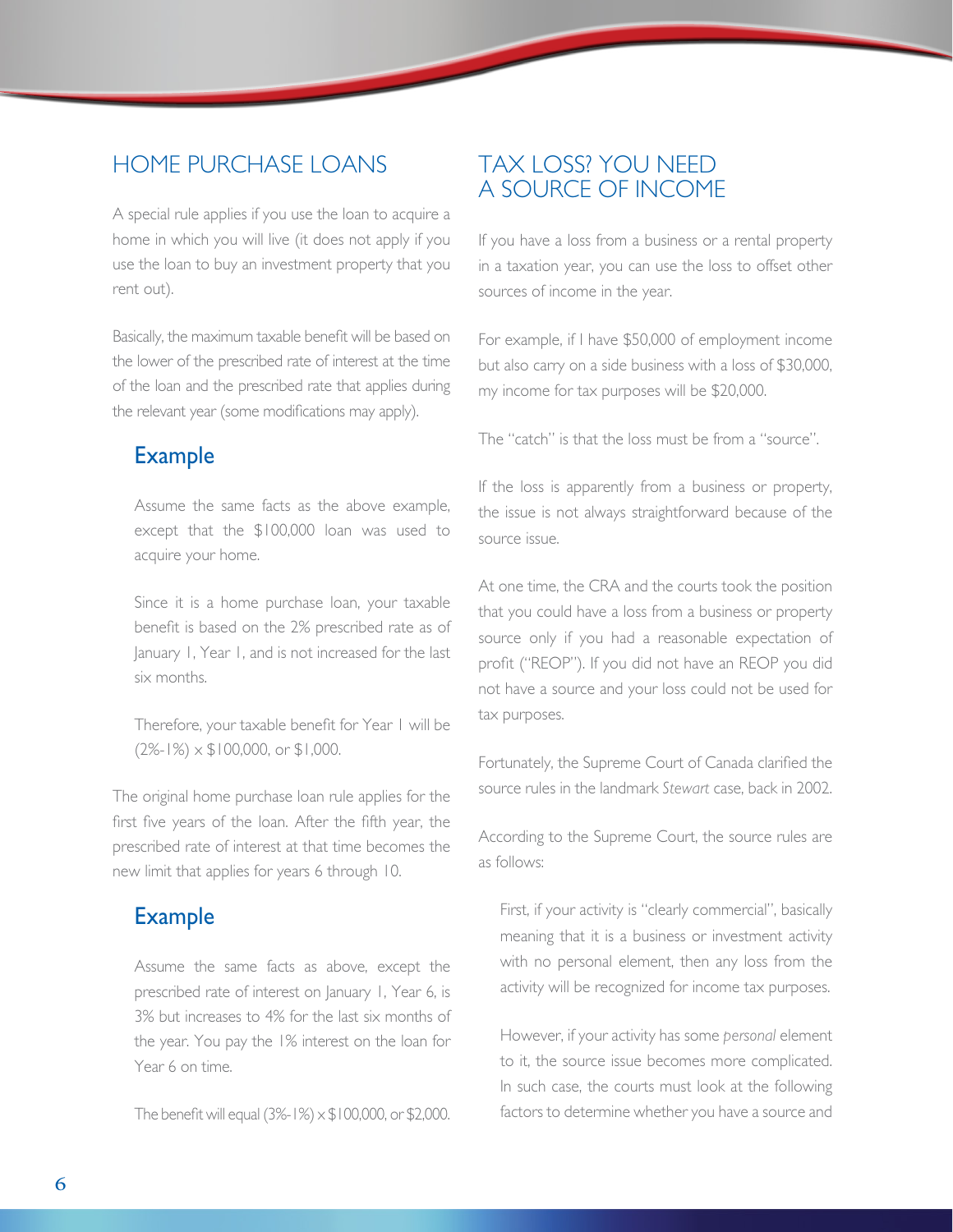## HOME PURCHASE LOANS

A special rule applies if you use the loan to acquire a home in which you will live (it does not apply if you use the loan to buy an investment property that you rent out).

Basically, the maximum taxable benefit will be based on the lower of the prescribed rate of interest at the time of the loan and the prescribed rate that applies during the relevant year (some modifications may apply).

### Example

Assume the same facts as the above example, except that the $100,000 loan was used to acquire your home.

Since it is a home purchase loan, your taxable benefit is based on the 2% prescribed rate as of January 1, Year 1, and is not increased for the last six months.

Therefore, your taxable benefit for Year 1 will be (2%-1%) x $100,000, or $1,000.

The original home purchase loan rule applies for the first five years of the loan. After the fifth year, the prescribed rate of interest at that time becomes the new limit that applies for years 6 through 10.

### Example

Assume the same facts as above, except the prescribed rate of interest on January 1, Year 6, is 3% but increases to 4% for the last six months of the year. You pay the 1% interest on the loan for Year 6 on time.

The benefit will equal (3%-1%) x $100,000, or $2,000.

## TAX LOSS? YOU NEED A SOURCE OF INCOME

If you have a loss from a business or a rental property in a taxation year, you can use the loss to offset other sources of income in the year.

For example, if I have $50,000 of employment income but also carry on a side business with a loss of $30,000, my income for tax purposes will be $20,000.

The "catch" is that the loss must be from a "source".

If the loss is apparently from a business or property, the issue is not always straightforward because of the source issue.

At one time, the CRA and the courts took the position that you could have a loss from a business or property source only if you had a reasonable expectation of profit ("REOP"). If you did not have an REOP you did not have a source and your loss could not be used for tax purposes.

Fortunately, the Supreme Court of Canada clarified the source rules in the landmark *Stewart* case, back in 2002.

According to the Supreme Court, the source rules are as follows:

First, if your activity is "clearly commercial", basically meaning that it is a business or investment activity with no personal element, then any loss from the activity will be recognized for income tax purposes.

However, if your activity has some *personal* element to it, the source issue becomes more complicated. In such case, the courts must look at the following factors to determine whether you have a source and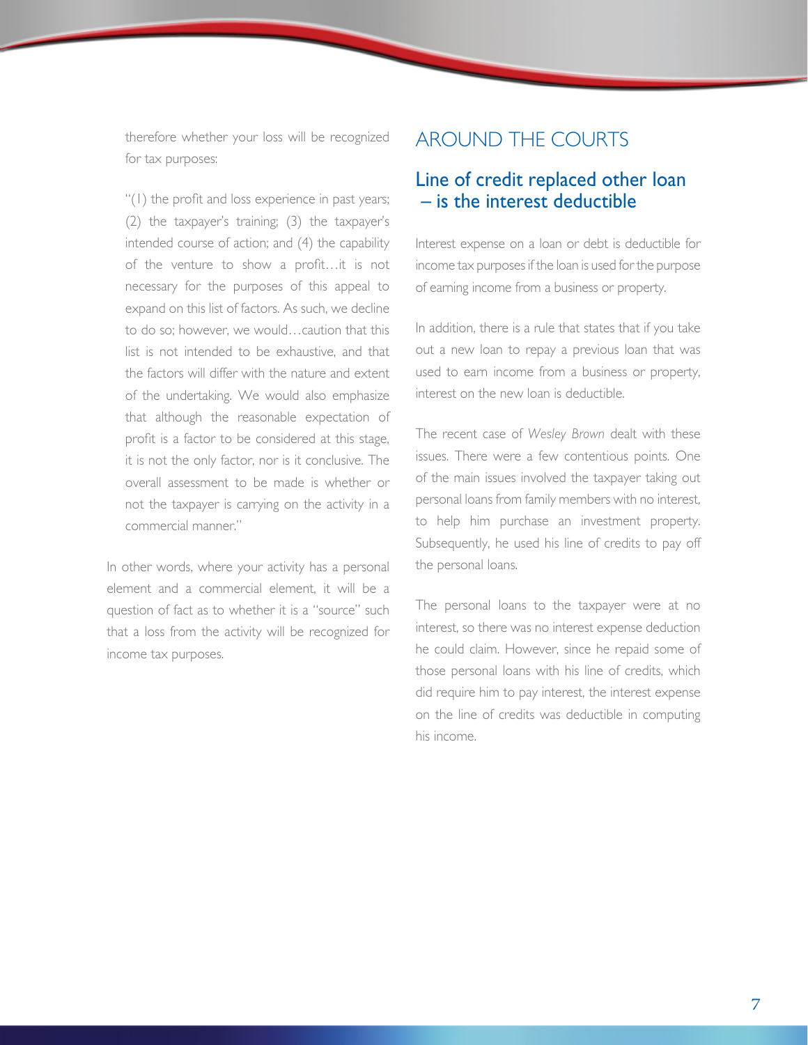therefore whether your loss will be recognized for tax purposes:

> "(1) the profit and loss experience in past years; (2) the taxpayer's training; (3) the taxpayer's intended course of action; and (4) the capability of the venture to show a profit…it is not necessary for the purposes of this appeal to expand on this list of factors. As such, we decline to do so; however, we would…caution that this list is not intended to be exhaustive, and that the factors will differ with the nature and extent of the undertaking. We would also emphasize that although the reasonable expectation of profit is a factor to be considered at this stage, it is not the only factor, nor is it conclusive. The overall assessment to be made is whether or not the taxpayer is carrying on the activity in a commercial manner."

In other words, where your activity has a personal element and a commercial element, it will be a question of fact as to whether it is a "source" such that a loss from the activity will be recognized for income tax purposes.

# AROUND THE COURTS

## Line of credit replaced other loan – is the interest deductible

Interest expense on a loan or debt is deductible for income tax purposes if the loan is used for the purpose of earning income from a business or property.

In addition, there is a rule that states that if you take out a new loan to repay a previous loan that was used to earn income from a business or property, interest on the new loan is deductible.

The recent case of *Wesley Brown* dealt with these issues. There were a few contentious points. One of the main issues involved the taxpayer taking out personal loans from family members with no interest, to help him purchase an investment property. Subsequently, he used his line of credits to pay off the personal loans.

The personal loans to the taxpayer were at no interest, so there was no interest expense deduction he could claim. However, since he repaid some of those personal loans with his line of credits, which did require him to pay interest, the interest expense on the line of credits was deductible in computing his income.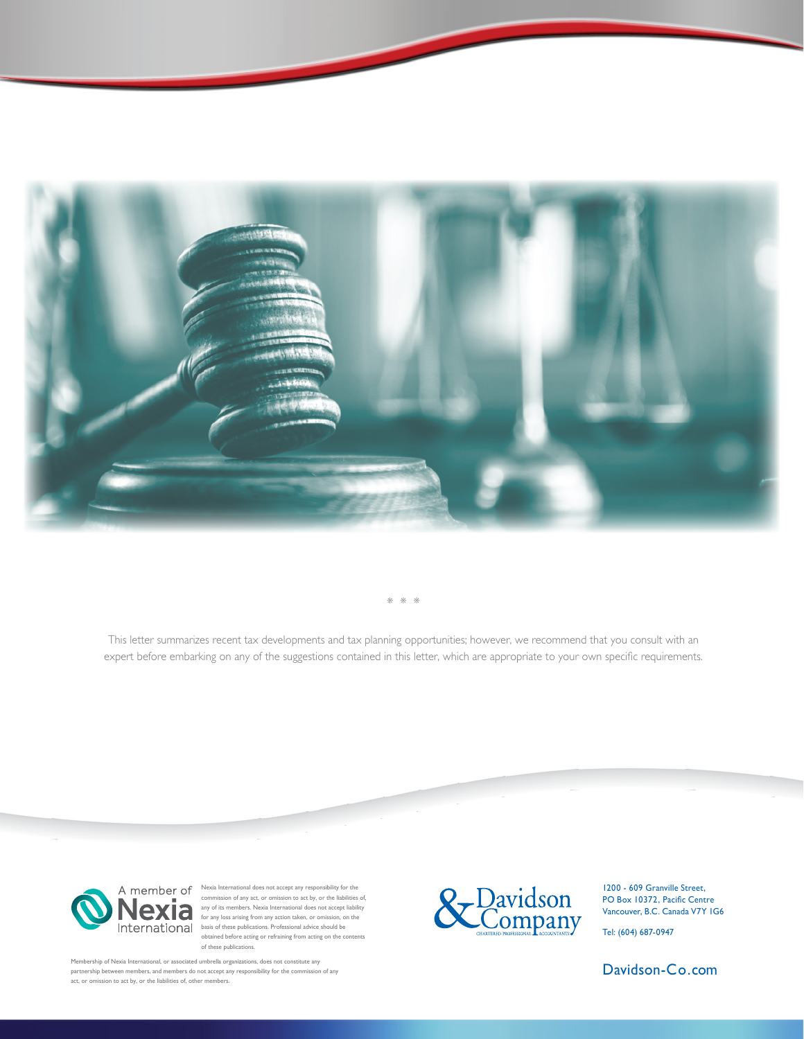\* \* \*

This letter summarizes recent tax developments and tax planning opportunities; however, we recommend that you consult with an expert before embarking on any of the suggestions contained in this letter, which are appropriate to your own specific requirements.

A member of Nexia International

Nexia International does not accept any responsibility for the commission of any act, or omission to act by, or the liabilities of, any of its members. Nexia International does not accept liability for any loss arising from any action taken, or omission, on the basis of these publications. Professional advice should be obtained before acting or refraining from acting on the contents of these publications.

Membership of Nexia International, or associated umbrella organizations, does not constitute any partnership between members, and members do not accept any responsibility for the commission of any act, or omission to act by, or the liabilities of, other members.

Davidson & Company
CHARTERED PROFESSIONAL ACCOUNTANTS

1200 - 609 Granville Street,
PO Box 10372, Pacific Centre
Vancouver, B.C. Canada V7Y 1G6

Tel: (604) 687-0947

Davidson-Co.com